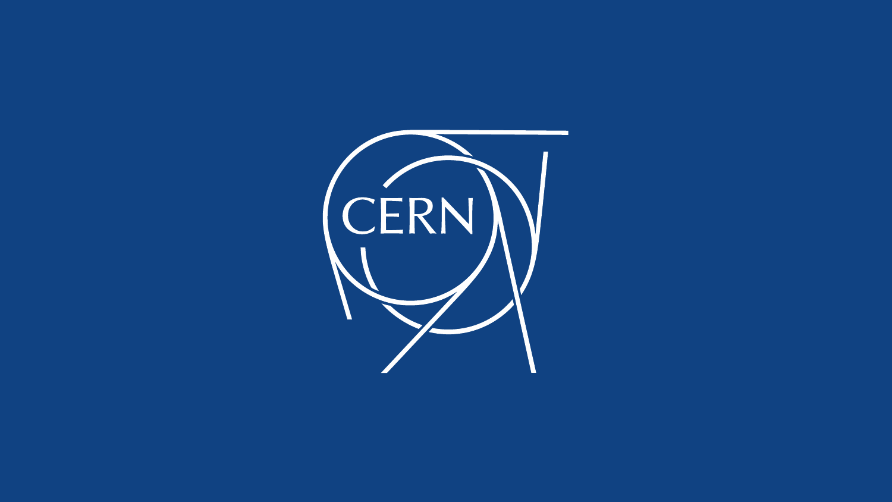CERN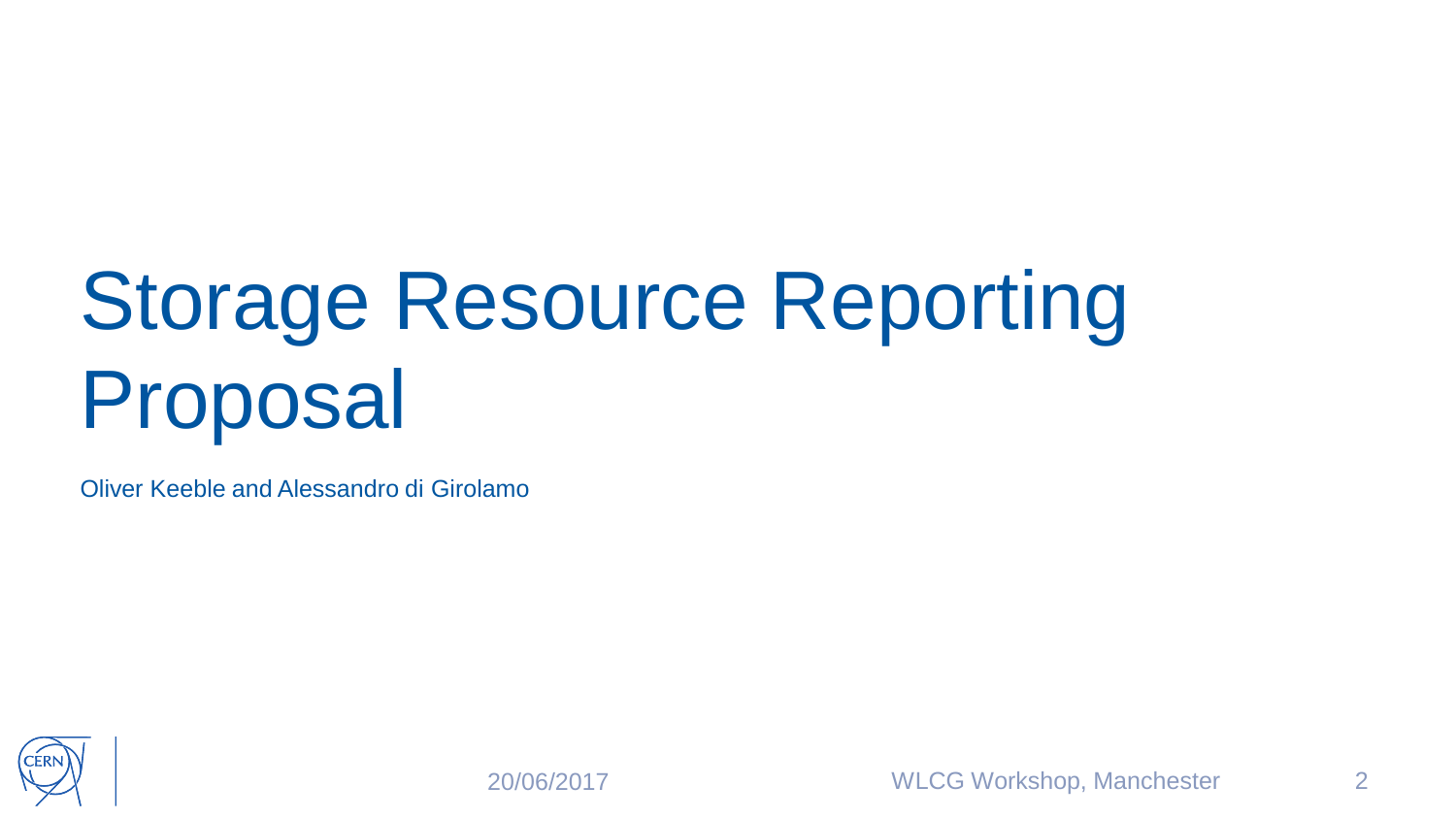# Storage Resource Reporting Proposal

Oliver Keeble and Alessandro di Girolamo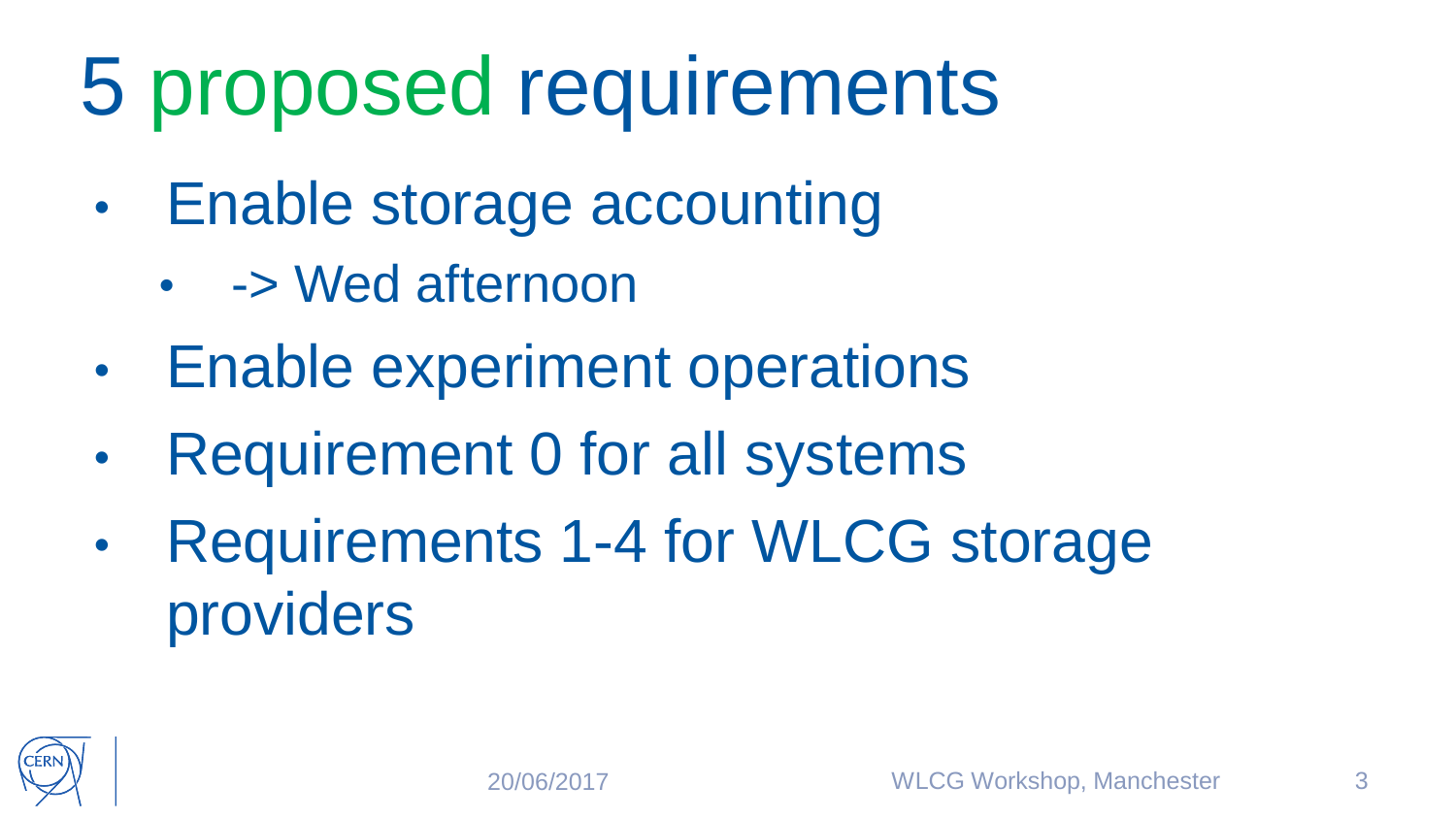# 5 proposed requirements

- Enable storage accounting
  - -> Wed afternoon
- Enable experiment operations
- Requirement 0 for all systems
- Requirements 1-4 for WLCG storage providers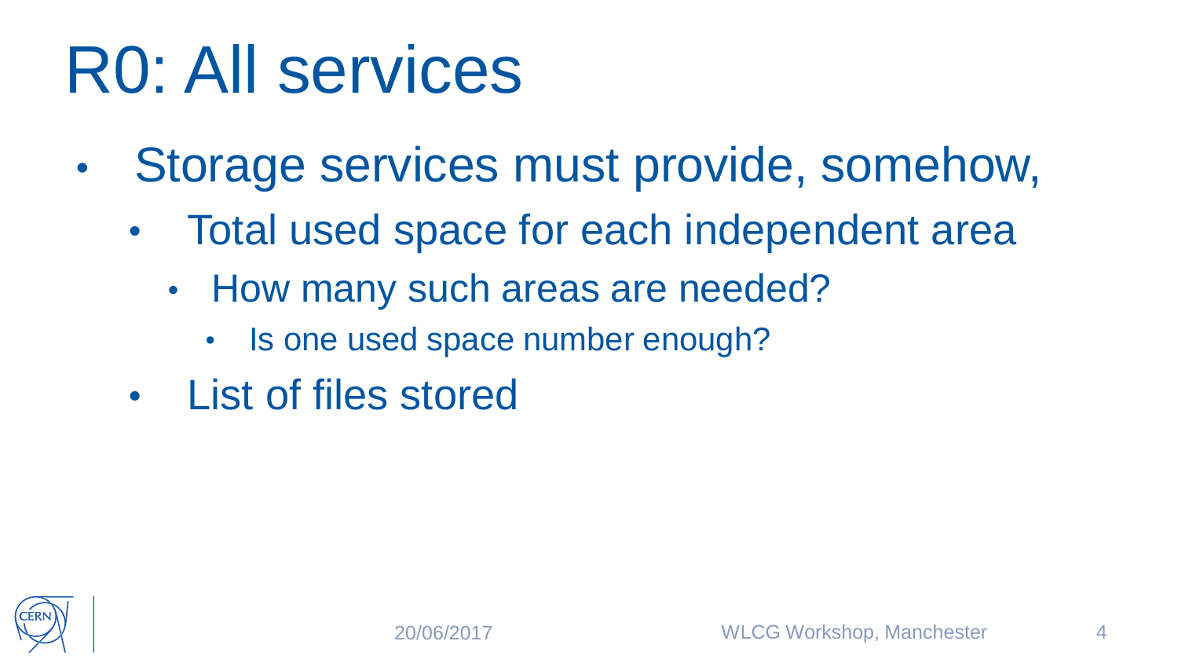# R0: All services

- Storage services must provide, somehow,
  - Total used space for each independent area
    - How many such areas are needed?
      - Is one used space number enough?
  - List of files stored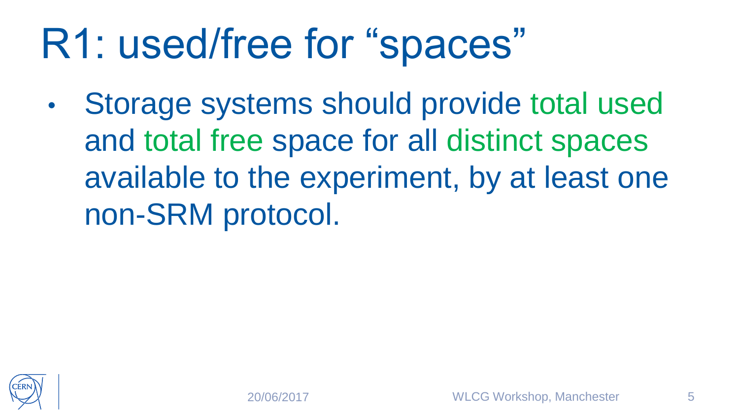# R1: used/free for "spaces"

- Storage systems should provide total used and total free space for all distinct spaces available to the experiment, by at least one non-SRM protocol.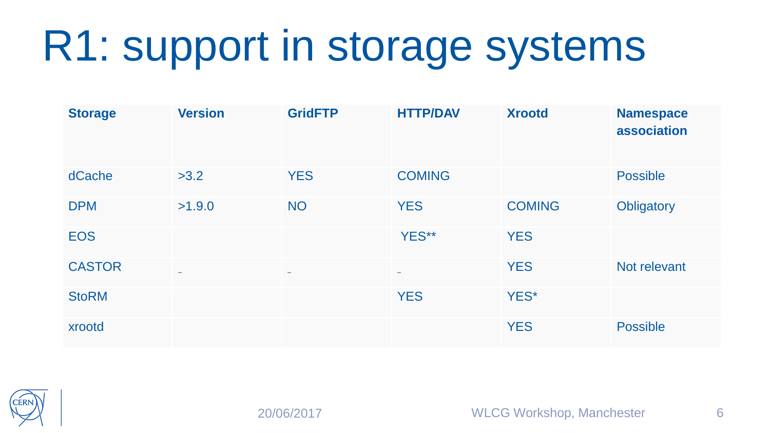# R1: support in storage systems

| Storage | Version | GridFTP | HTTP/DAV | Xrootd | Namespace association |
| --- | --- | --- | --- | --- | --- |
| dCache | >3.2 | YES | COMING | | Possible |
| DPM | >1.9.0 | NO | YES | COMING | Obligatory |
| EOS | | | YES** | YES | |
| CASTOR | - | - | - | YES | Not relevant |
| StoRM | | | YES | YES* | |
| xrootd | | | | YES | Possible |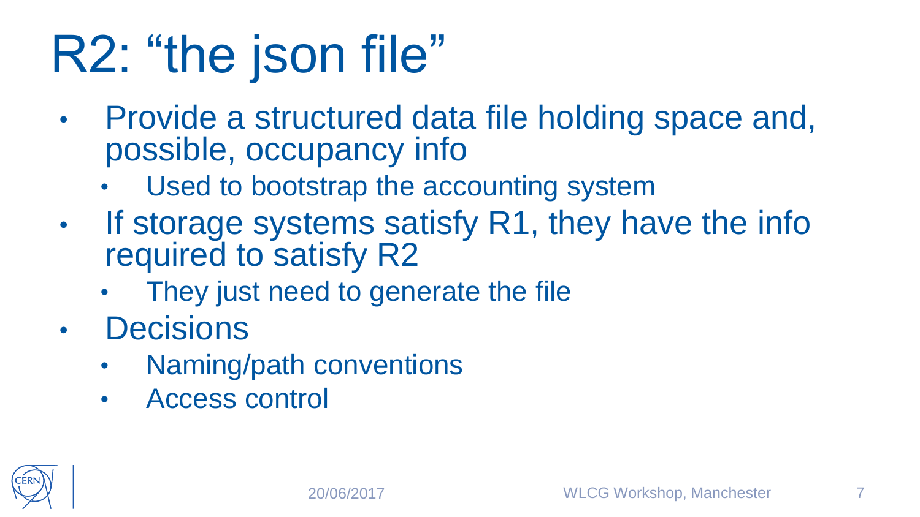# R2: “the json file”

- Provide a structured data file holding space and, possible, occupancy info
  - Used to bootstrap the accounting system
- If storage systems satisfy R1, they have the info required to satisfy R2
  - They just need to generate the file
- Decisions
  - Naming/path conventions
  - Access control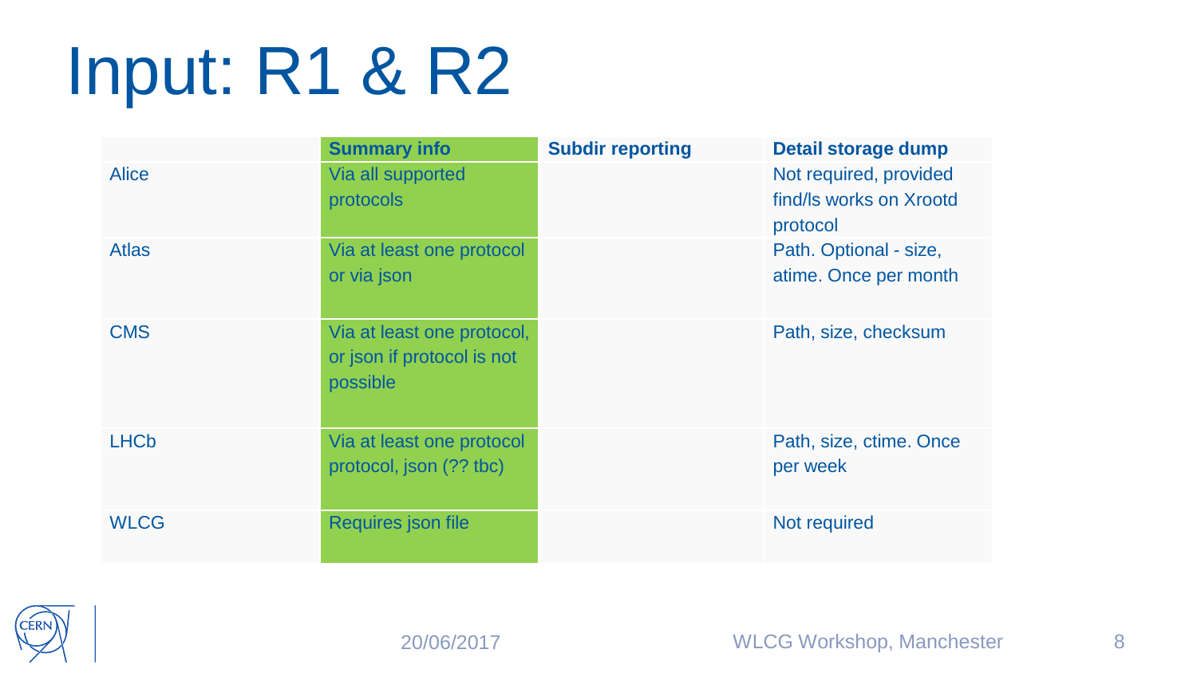# Input: R1 & R2

| | Summary info | Subdir reporting | Detail storage dump |
| --- | --- | --- | --- |
| Alice | Via all supported protocols | | Not required, provided find/ls works on Xrootd protocol |
| Atlas | Via at least one protocol or via json | | Path. Optional - size, atime. Once per month |
| CMS | Via at least one protocol, or json if protocol is not possible | | Path, size, checksum |
| LHCb | Via at least one protocol protocol, json (?? tbc) | | Path, size, ctime. Once per week |
| WLCG | Requires json file | | Not required |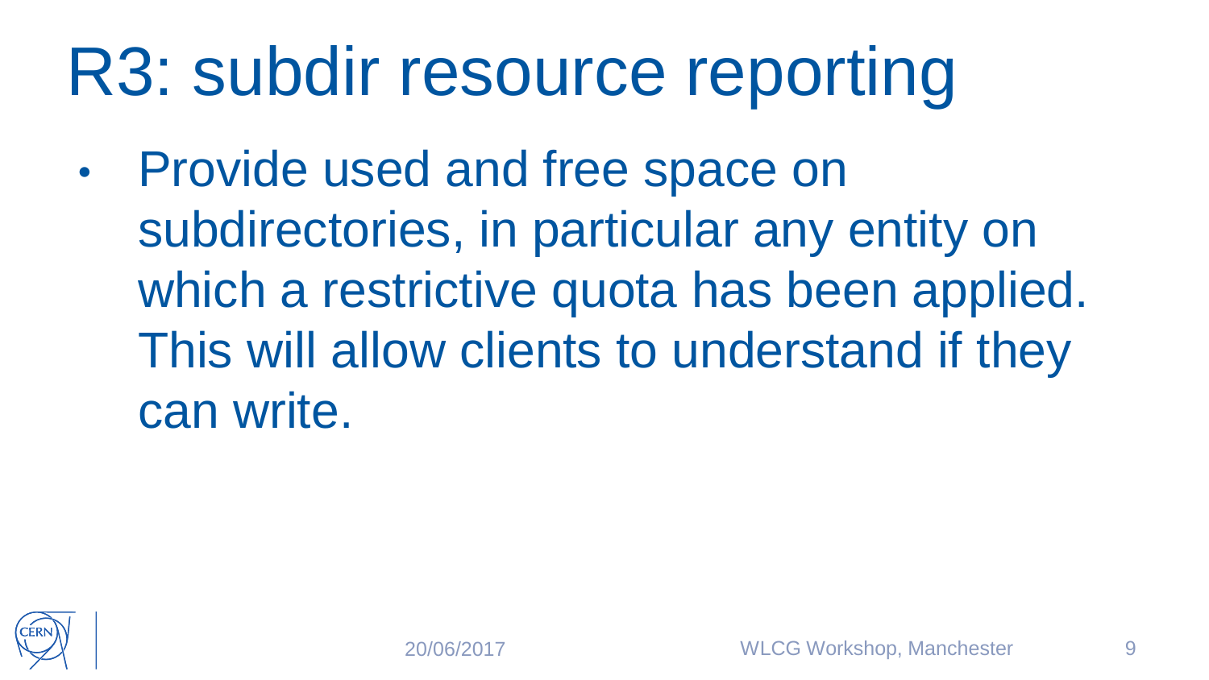# R3: subdir resource reporting

- Provide used and free space on subdirectories, in particular any entity on which a restrictive quota has been applied. This will allow clients to understand if they can write.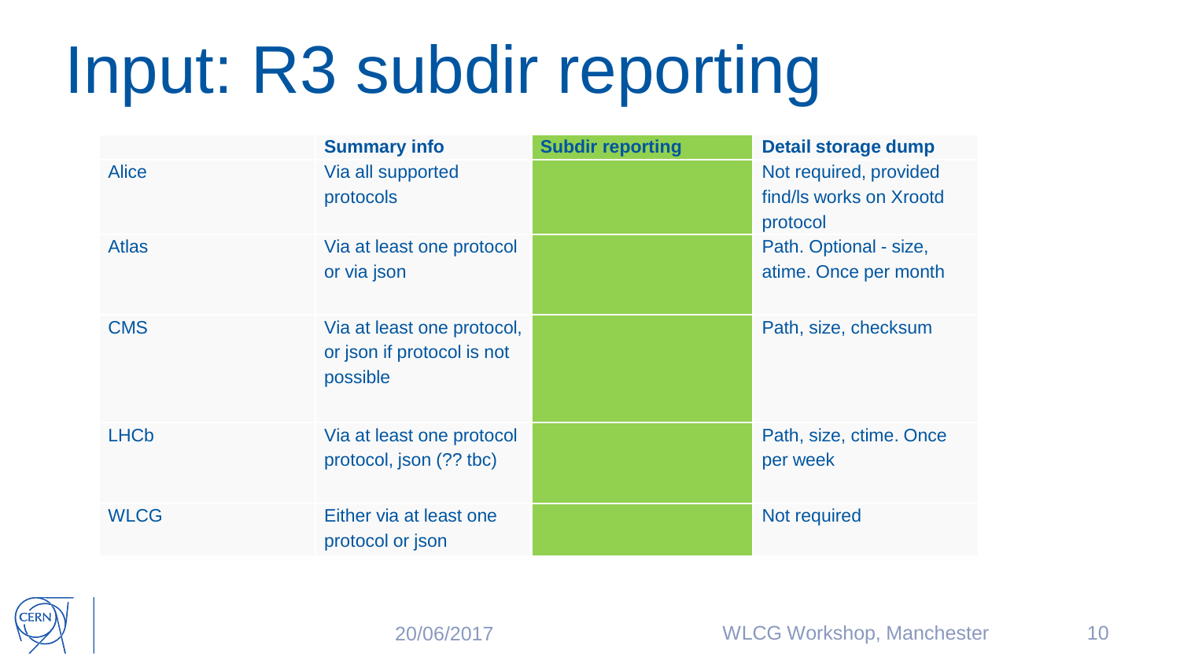# Input: R3 subdir reporting

| | Summary info | Subdir reporting | Detail storage dump |
|---|---|---|---|
| Alice | Via all supported protocols | | Not required, provided find/ls works on Xrootd protocol |
| Atlas | Via at least one protocol or via json | | Path. Optional - size, atime. Once per month |
| CMS | Via at least one protocol, or json if protocol is not possible | | Path, size, checksum |
| LHCb | Via at least one protocol protocol, json (?? tbc) | | Path, size, ctime. Once per week |
| WLCG | Either via at least one protocol or json | | Not required |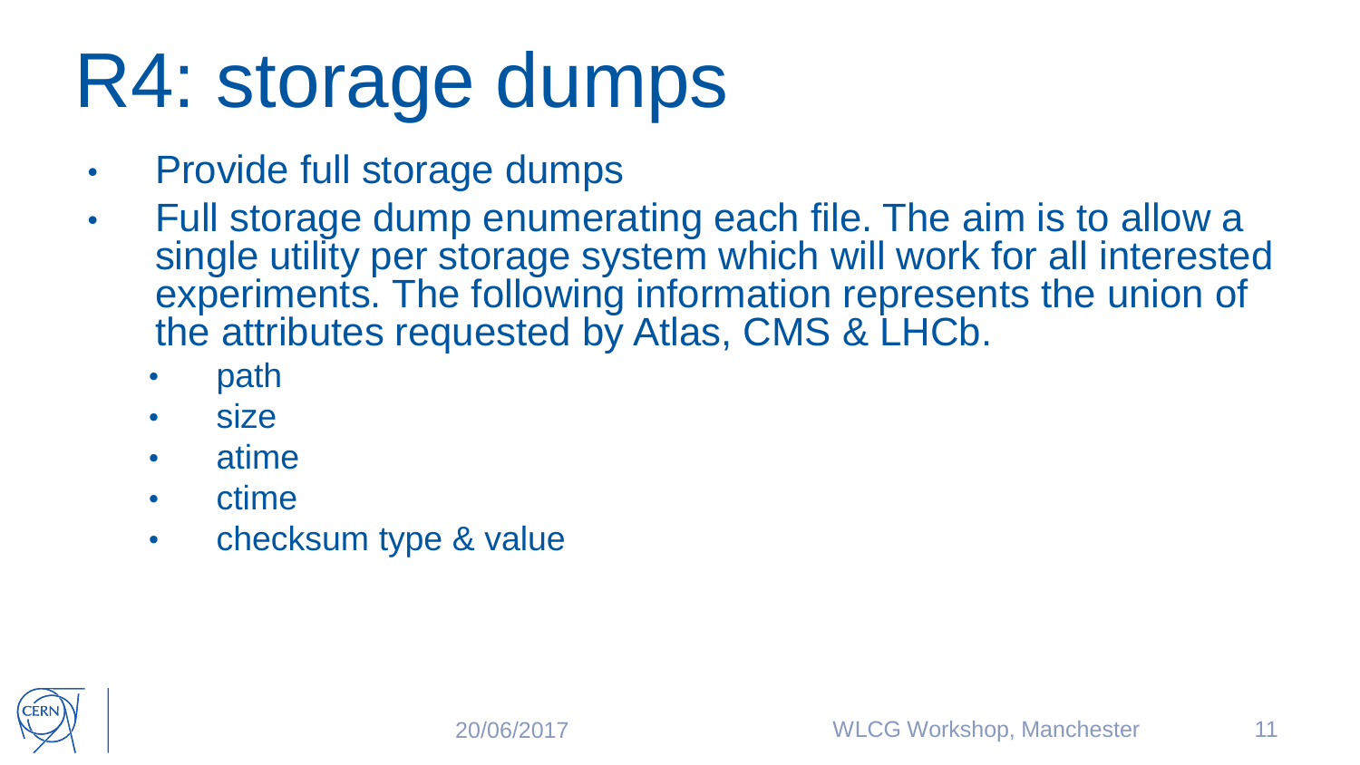# R4: storage dumps

- Provide full storage dumps
- Full storage dump enumerating each file. The aim is to allow a single utility per storage system which will work for all interested experiments. The following information represents the union of the attributes requested by Atlas, CMS & LHCb.
  - path
  - size
  - atime
  - ctime
  - checksum type & value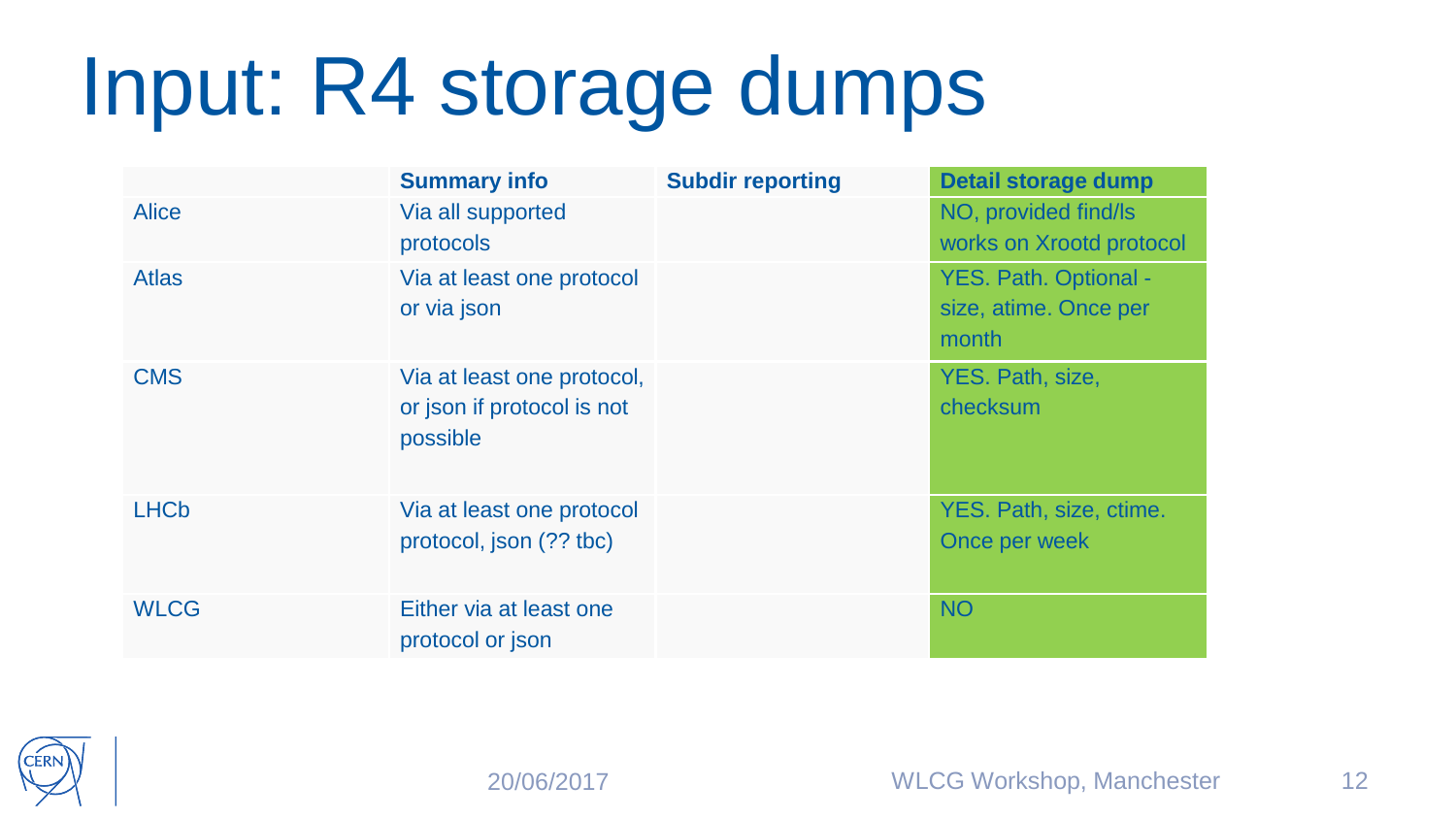# Input: R4 storage dumps

| | Summary info | Subdir reporting | Detail storage dump |
|---|---|---|---|
| Alice | Via all supported protocols | | NO, provided find/ls works on Xrootd protocol |
| Atlas | Via at least one protocol or via json | | YES. Path. Optional - size, atime. Once per month |
| CMS | Via at least one protocol, or json if protocol is not possible | | YES. Path, size, checksum |
| LHCb | Via at least one protocol protocol, json (?? tbc) | | YES. Path, size, ctime. Once per week |
| WLCG | Either via at least one protocol or json | | NO |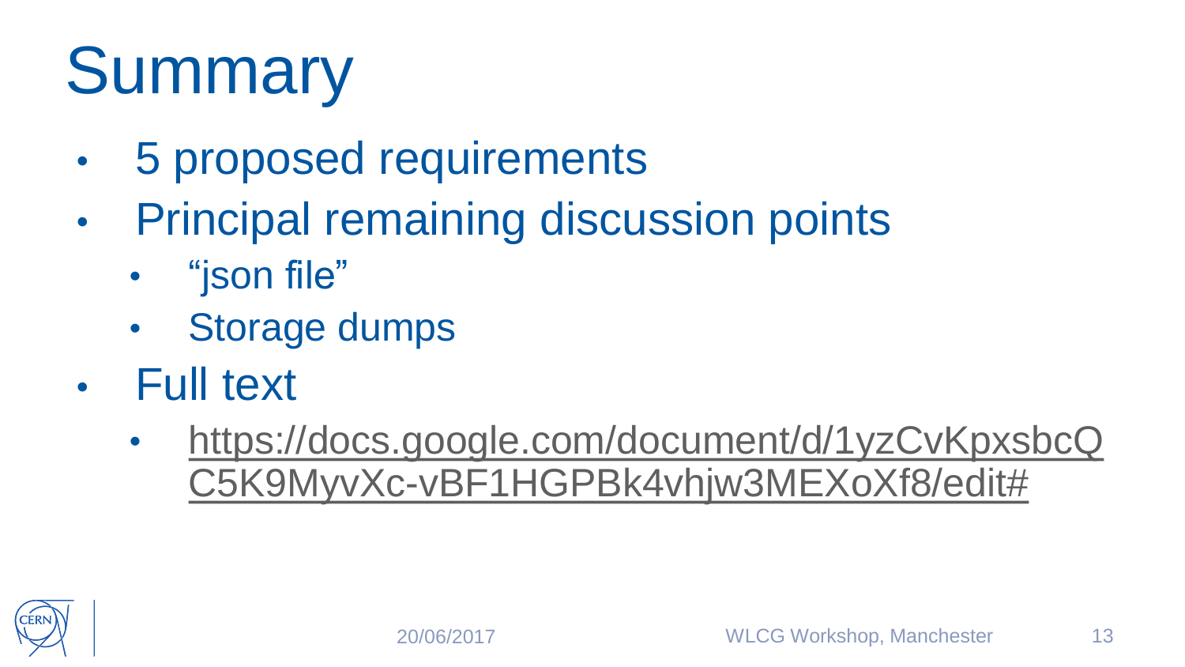# Summary

- 5 proposed requirements
- Principal remaining discussion points
  - "json file"
  - Storage dumps
- Full text
  - https://docs.google.com/document/d/1yzCvKpxsbcQC5K9MyvXc-vBF1HGPBk4vhjw3MEXoXf8/edit#